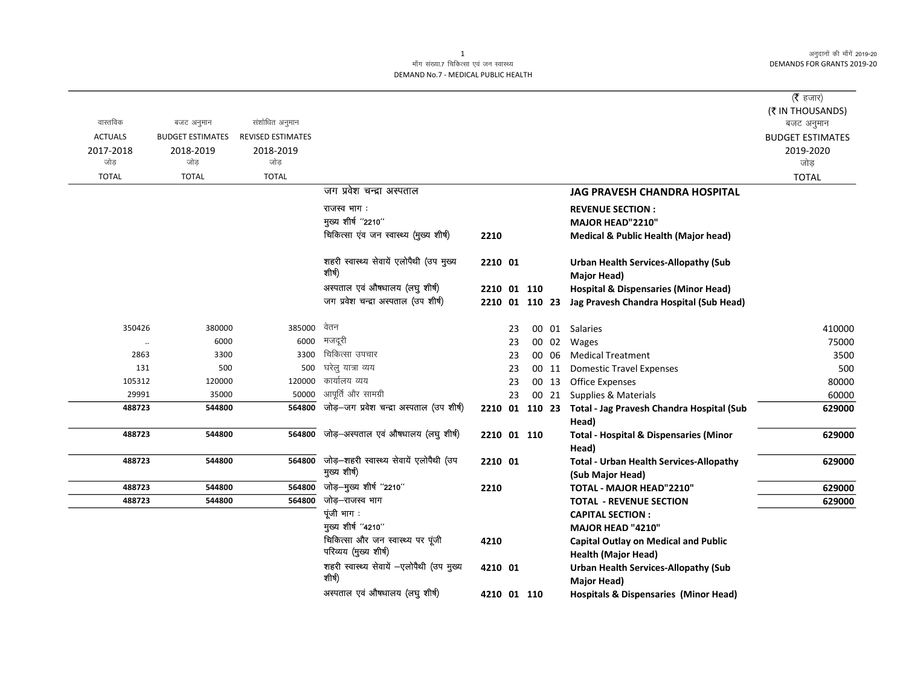माँग संख्या.7 चिकित्सा एवं जन स्वास्थ्य
DEMAND No.7 - MEDICAL PUBLIC HEALTH

अनुदानों की माँगें 2019-20
DEMANDS FOR GRANTS 2019-20

(₹ हजार)
(₹ IN THOUSANDS)

| वास्तविक ACTUALS 2017-2018 जोड़ TOTAL | बजट अनुमान BUDGET ESTIMATES 2018-2019 जोड़ TOTAL | संशोधित अनुमान REVISED ESTIMATES 2018-2019 जोड़ TOTAL | | | | | बजट अनुमान BUDGET ESTIMATES 2019-2020 जोड़ TOTAL |
|---|---|---|---|---|---|---|---|
| | | | जग प्रवेश चन्द्रा अस्पताल | | | **JAG PRAVESH CHANDRA HOSPITAL** | |
| | | | राजस्व भाग : | | | **REVENUE SECTION :** | |
| | | | मुख्य शीर्ष ''2210'' | | | **MAJOR HEAD"2210"** | |
| | | | चिकित्सा एंव जन स्वास्थ्य (मुख्य शीर्ष) | **2210** | | **Medical & Public Health (Major head)** | |
| | | | शहरी स्वास्थ्य सेवायें एलोपैथी (उप मुख्य शीर्ष) | **2210 01** | | **Urban Health Services-Allopathy (Sub Major Head)** | |
| | | | अस्पताल एवं औषधालय (लघु शीर्ष) | **2210 01 110** | | **Hospital & Dispensaries (Minor Head)** | |
| | | | जग प्रवेश चन्द्रा अस्पताल (उप शीर्ष) | **2210 01 110 23** | | **Jag Pravesh Chandra Hospital (Sub Head)** | |
| 350426 | 380000 | 385000 | वेतन | 23 | 00 01 | Salaries | 410000 |
| .. | 6000 | 6000 | मजदूरी | 23 | 00 02 | Wages | 75000 |
| 2863 | 3300 | 3300 | चिकित्सा उपचार | 23 | 00 06 | Medical Treatment | 3500 |
| 131 | 500 | 500 | घरेलु यात्रा व्यय | 23 | 00 11 | Domestic Travel Expenses | 500 |
| 105312 | 120000 | 120000 | कार्यालय व्यय | 23 | 00 13 | Office Expenses | 80000 |
| 29991 | 35000 | 50000 | आपूर्ति और सामग्री | 23 | 00 21 | Supplies & Materials | 60000 |
| **488723** | **544800** | **564800** | जोड़–जग प्रवेश चन्द्रा अस्पताल (उप शीर्ष) | **2210 01 110 23** | | **Total - Jag Pravesh Chandra Hospital (Sub Head)** | **629000** |
| **488723** | **544800** | **564800** | जोड़–अस्पताल एवं औषधालय (लघु शीर्ष) | **2210 01 110** | | **Total - Hospital & Dispensaries (Minor Head)** | **629000** |
| **488723** | **544800** | **564800** | जोड़–शहरी स्वास्थ्य सेवायें एलोपैथी (उप मुख्य शीर्ष) | **2210 01** | | **Total - Urban Health Services-Allopathy (Sub Major Head)** | **629000** |
| **488723** | **544800** | **564800** | जोड़–मुख्य शीर्ष ''2210'' | **2210** | | **TOTAL - MAJOR HEAD"2210"** | **629000** |
| **488723** | **544800** | **564800** | जोड़–राजस्व भाग | | | **TOTAL - REVENUE SECTION** | **629000** |
| | | | पूंजी भाग : | | | **CAPITAL SECTION :** | |
| | | | मुख्य शीर्ष ''4210'' | | | **MAJOR HEAD "4210"** | |
| | | | चिकित्सा और जन स्वास्थ्य पर पूंजी परिव्यय (मुख्य शीर्ष) | **4210** | | **Capital Outlay on Medical and Public Health (Major Head)** | |
| | | | शहरी स्वास्थ्य सेवायें –एलोपैथी (उप मुख्य शीर्ष) | **4210 01** | | **Urban Health Services-Allopathy (Sub Major Head)** | |
| | | | अस्पताल एवं औषधालय (लघु शीर्ष) | **4210 01 110** | | **Hospitals & Dispensaries (Minor Head)** | |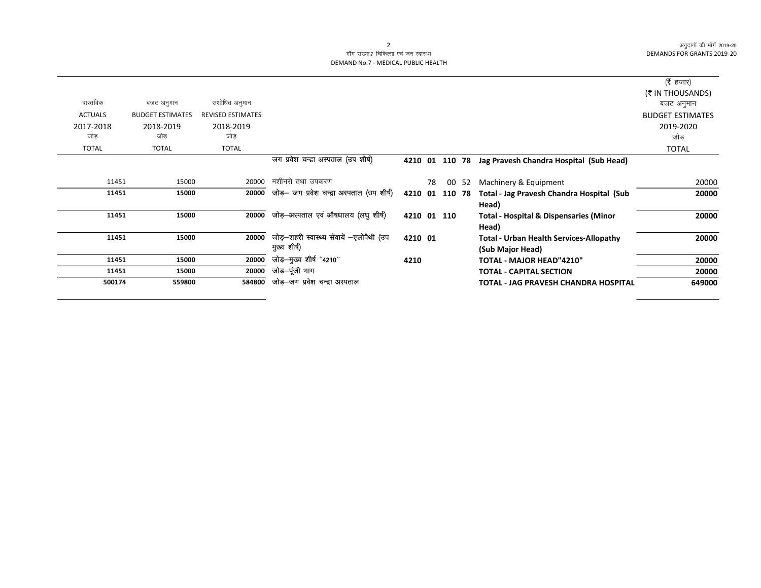## माँग संख्या.7 चिकित्सा एवं जन स्वास्थ्य
## DEMAND No.7 - MEDICAL PUBLIC HEALTH

अनुदानों की माँगें 2019-20
DEMANDS FOR GRANTS 2019-20

(₹ हजार)
(₹ IN THOUSANDS)

| वास्तविक ACTUALS 2017-2018 जोड़ TOTAL | बजट अनुमान BUDGET ESTIMATES 2018-2019 जोड़ TOTAL | संशोधित अनुमान REVISED ESTIMATES 2018-2019 जोड़ TOTAL | | | | बजट अनुमान BUDGET ESTIMATES 2019-2020 जोड़ TOTAL |
|---|---|---|---|---|---|---|
| | | | जग प्रवेश चन्द्रा अस्पताल (उप शीर्ष) | 4210 01 110 78 | **Jag Pravesh Chandra Hospital (Sub Head)** | |
| 11451 | 15000 | 20000 | मशीनरी तथा उपकरण | 78 00 52 | Machinery & Equipment | 20000 |
| **11451** | **15000** | **20000** | जोड़– जग प्रवेश चन्द्रा अस्पताल (उप शीर्ष) | 4210 01 110 78 | **Total - Jag Pravesh Chandra Hospital (Sub Head)** | **20000** |
| **11451** | **15000** | **20000** | जोड़–अस्पताल एवं औषधालय (लघु शीर्ष) | 4210 01 110 | **Total - Hospital & Dispensaries (Minor Head)** | **20000** |
| **11451** | **15000** | **20000** | जोड़–शहरी स्वास्थ्य सेवायें –एलोपैथी (उप मुख्य शीर्ष) | 4210 01 | **Total - Urban Health Services-Allopathy (Sub Major Head)** | **20000** |
| **11451** | **15000** | **20000** | जोड़–मुख्य शीर्ष ''4210'' | 4210 | **TOTAL - MAJOR HEAD"4210"** | **20000** |
| **11451** | **15000** | **20000** | जोड़–पूंजी भाग | | **TOTAL - CAPITAL SECTION** | **20000** |
| **500174** | **559800** | **584800** | जोड़–जग प्रवेश चन्द्रा अस्पताल | | **TOTAL - JAG PRAVESH CHANDRA HOSPITAL** | **649000** |